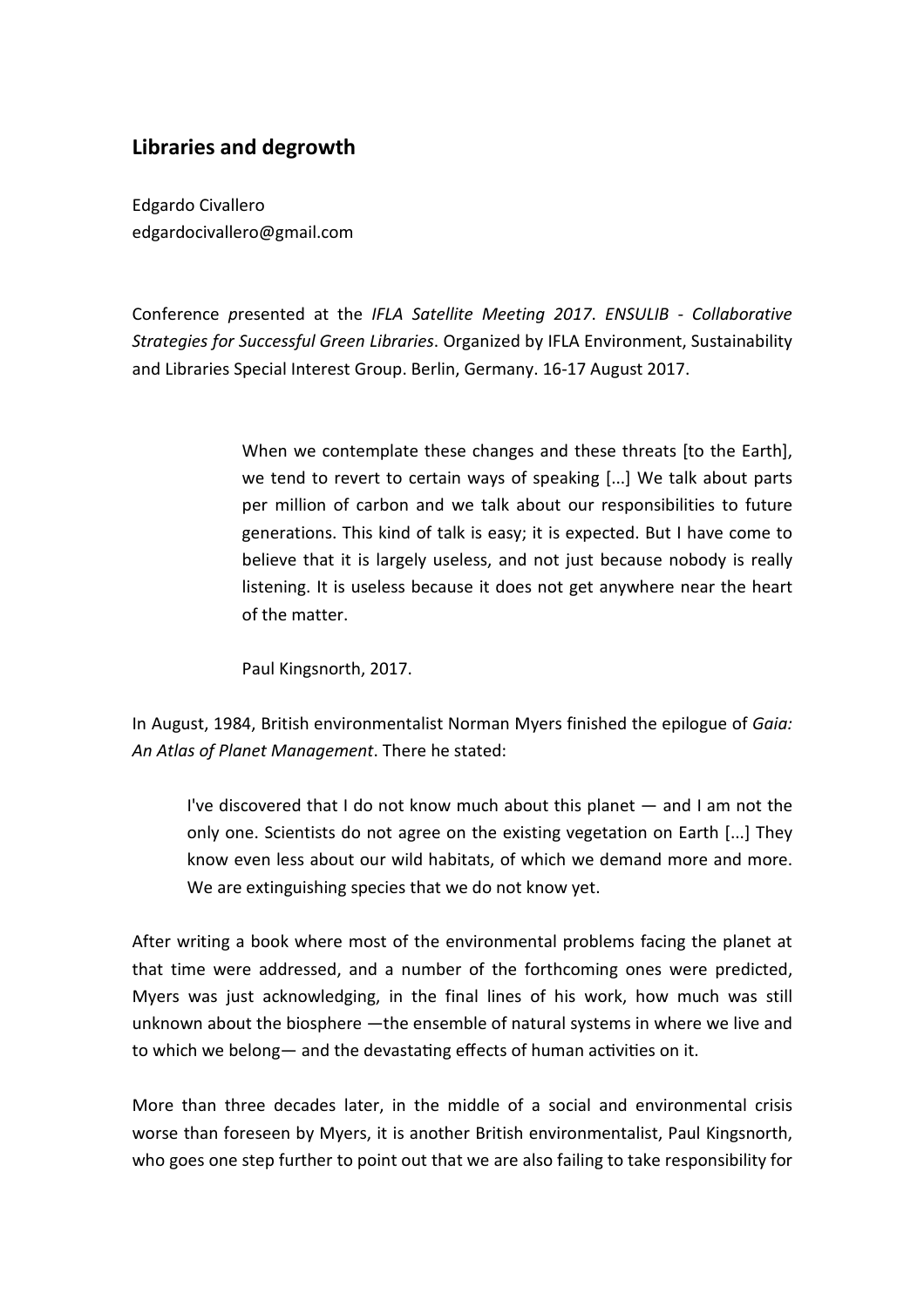## Libraries and degrowth

Edgardo Civallero
edgardocivallero@gmail.com

Conference *p*resented at the *IFLA Satellite Meeting 2017*. *ENSULIB - Collaborative Strategies for Successful Green Libraries*. Organized by IFLA Environment, Sustainability and Libraries Special Interest Group. Berlin, Germany. 16-17 August 2017.

> When we contemplate these changes and these threats [to the Earth], we tend to revert to certain ways of speaking [...] We talk about parts per million of carbon and we talk about our responsibilities to future generations. This kind of talk is easy; it is expected. But I have come to believe that it is largely useless, and not just because nobody is really listening. It is useless because it does not get anywhere near the heart of the matter.
>
> Paul Kingsnorth, 2017.

In August, 1984, British environmentalist Norman Myers finished the epilogue of *Gaia: An Atlas of Planet Management*. There he stated:

> I've discovered that I do not know much about this planet — and I am not the only one. Scientists do not agree on the existing vegetation on Earth [...] They know even less about our wild habitats, of which we demand more and more. We are extinguishing species that we do not know yet.

After writing a book where most of the environmental problems facing the planet at that time were addressed, and a number of the forthcoming ones were predicted, Myers was just acknowledging, in the final lines of his work, how much was still unknown about the biosphere —the ensemble of natural systems in where we live and to which we belong— and the devastating effects of human activities on it.

More than three decades later, in the middle of a social and environmental crisis worse than foreseen by Myers, it is another British environmentalist, Paul Kingsnorth, who goes one step further to point out that we are also failing to take responsibility for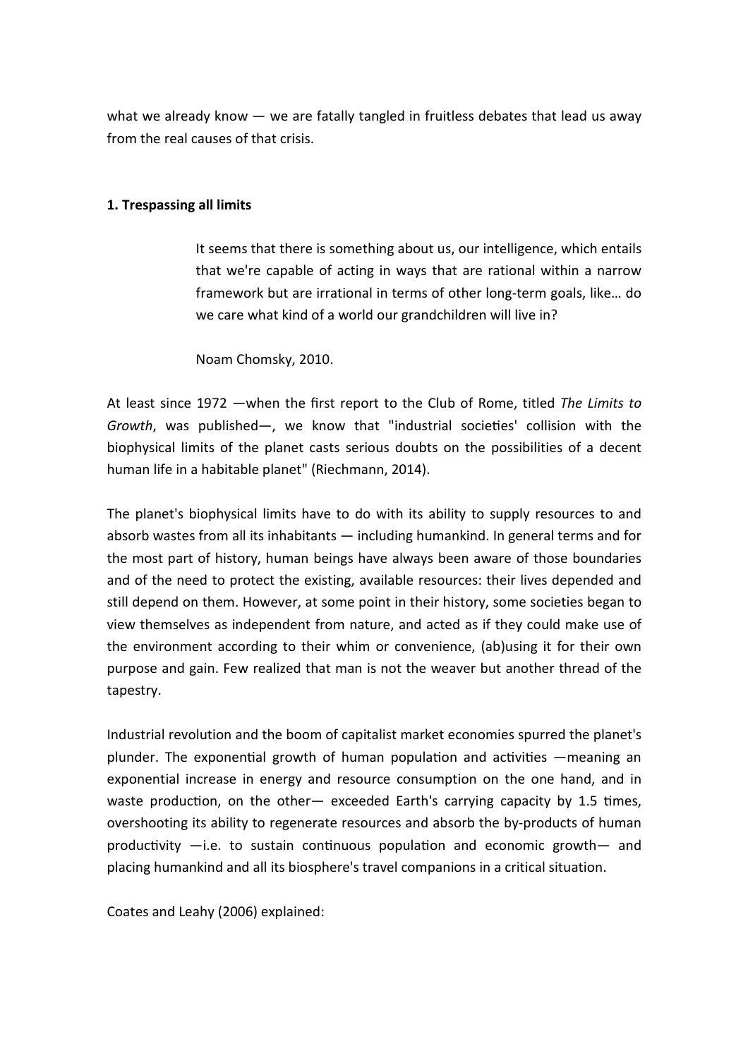what we already know — we are fatally tangled in fruitless debates that lead us away from the real causes of that crisis.

## 1. Trespassing all limits

> It seems that there is something about us, our intelligence, which entails that we're capable of acting in ways that are rational within a narrow framework but are irrational in terms of other long-term goals, like… do we care what kind of a world our grandchildren will live in?
>
> Noam Chomsky, 2010.

At least since 1972 —when the first report to the Club of Rome, titled *The Limits to Growth*, was published—, we know that "industrial societies' collision with the biophysical limits of the planet casts serious doubts on the possibilities of a decent human life in a habitable planet" (Riechmann, 2014).

The planet's biophysical limits have to do with its ability to supply resources to and absorb wastes from all its inhabitants — including humankind. In general terms and for the most part of history, human beings have always been aware of those boundaries and of the need to protect the existing, available resources: their lives depended and still depend on them. However, at some point in their history, some societies began to view themselves as independent from nature, and acted as if they could make use of the environment according to their whim or convenience, (ab)using it for their own purpose and gain. Few realized that man is not the weaver but another thread of the tapestry.

Industrial revolution and the boom of capitalist market economies spurred the planet's plunder. The exponential growth of human population and activities —meaning an exponential increase in energy and resource consumption on the one hand, and in waste production, on the other— exceeded Earth's carrying capacity by 1.5 times, overshooting its ability to regenerate resources and absorb the by-products of human productivity —i.e. to sustain continuous population and economic growth— and placing humankind and all its biosphere's travel companions in a critical situation.

Coates and Leahy (2006) explained: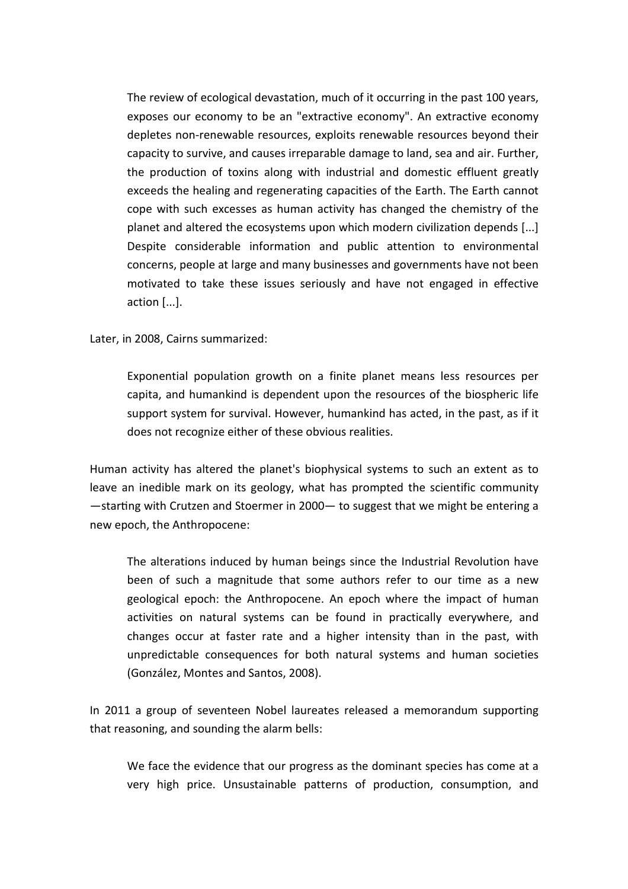> The review of ecological devastation, much of it occurring in the past 100 years, exposes our economy to be an "extractive economy". An extractive economy depletes non-renewable resources, exploits renewable resources beyond their capacity to survive, and causes irreparable damage to land, sea and air. Further, the production of toxins along with industrial and domestic effluent greatly exceeds the healing and regenerating capacities of the Earth. The Earth cannot cope with such excesses as human activity has changed the chemistry of the planet and altered the ecosystems upon which modern civilization depends [...] Despite considerable information and public attention to environmental concerns, people at large and many businesses and governments have not been motivated to take these issues seriously and have not engaged in effective action [...].

Later, in 2008, Cairns summarized:

> Exponential population growth on a finite planet means less resources per capita, and humankind is dependent upon the resources of the biospheric life support system for survival. However, humankind has acted, in the past, as if it does not recognize either of these obvious realities.

Human activity has altered the planet's biophysical systems to such an extent as to leave an inedible mark on its geology, what has prompted the scientific community —starting with Crutzen and Stoermer in 2000— to suggest that we might be entering a new epoch, the Anthropocene:

> The alterations induced by human beings since the Industrial Revolution have been of such a magnitude that some authors refer to our time as a new geological epoch: the Anthropocene. An epoch where the impact of human activities on natural systems can be found in practically everywhere, and changes occur at faster rate and a higher intensity than in the past, with unpredictable consequences for both natural systems and human societies (González, Montes and Santos, 2008).

In 2011 a group of seventeen Nobel laureates released a memorandum supporting that reasoning, and sounding the alarm bells:

> We face the evidence that our progress as the dominant species has come at a very high price. Unsustainable patterns of production, consumption, and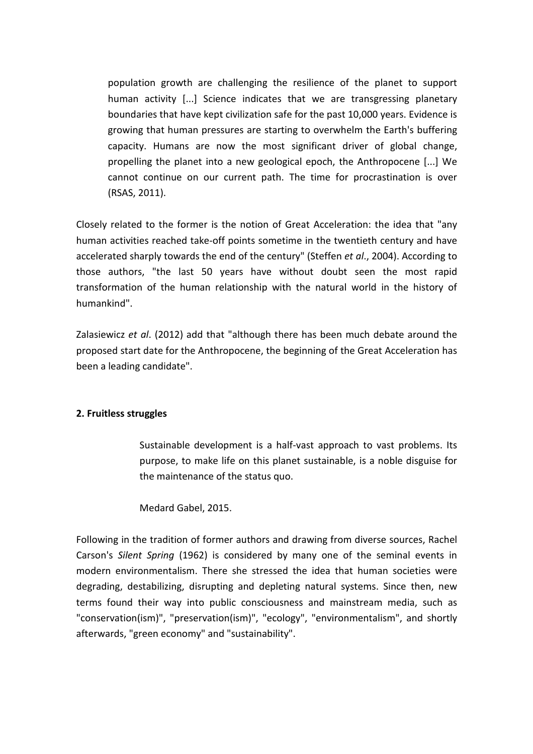> population growth are challenging the resilience of the planet to support human activity [...] Science indicates that we are transgressing planetary boundaries that have kept civilization safe for the past 10,000 years. Evidence is growing that human pressures are starting to overwhelm the Earth's buffering capacity. Humans are now the most significant driver of global change, propelling the planet into a new geological epoch, the Anthropocene [...] We cannot continue on our current path. The time for procrastination is over (RSAS, 2011).

Closely related to the former is the notion of Great Acceleration: the idea that "any human activities reached take-off points sometime in the twentieth century and have accelerated sharply towards the end of the century" (Steffen *et al*., 2004). According to those authors, "the last 50 years have without doubt seen the most rapid transformation of the human relationship with the natural world in the history of humankind".

Zalasiewicz *et al*. (2012) add that "although there has been much debate around the proposed start date for the Anthropocene, the beginning of the Great Acceleration has been a leading candidate".

## 2. Fruitless struggles

> Sustainable development is a half-vast approach to vast problems. Its purpose, to make life on this planet sustainable, is a noble disguise for the maintenance of the status quo.
>
> Medard Gabel, 2015.

Following in the tradition of former authors and drawing from diverse sources, Rachel Carson's *Silent Spring* (1962) is considered by many one of the seminal events in modern environmentalism. There she stressed the idea that human societies were degrading, destabilizing, disrupting and depleting natural systems. Since then, new terms found their way into public consciousness and mainstream media, such as "conservation(ism)", "preservation(ism)", "ecology", "environmentalism", and shortly afterwards, "green economy" and "sustainability".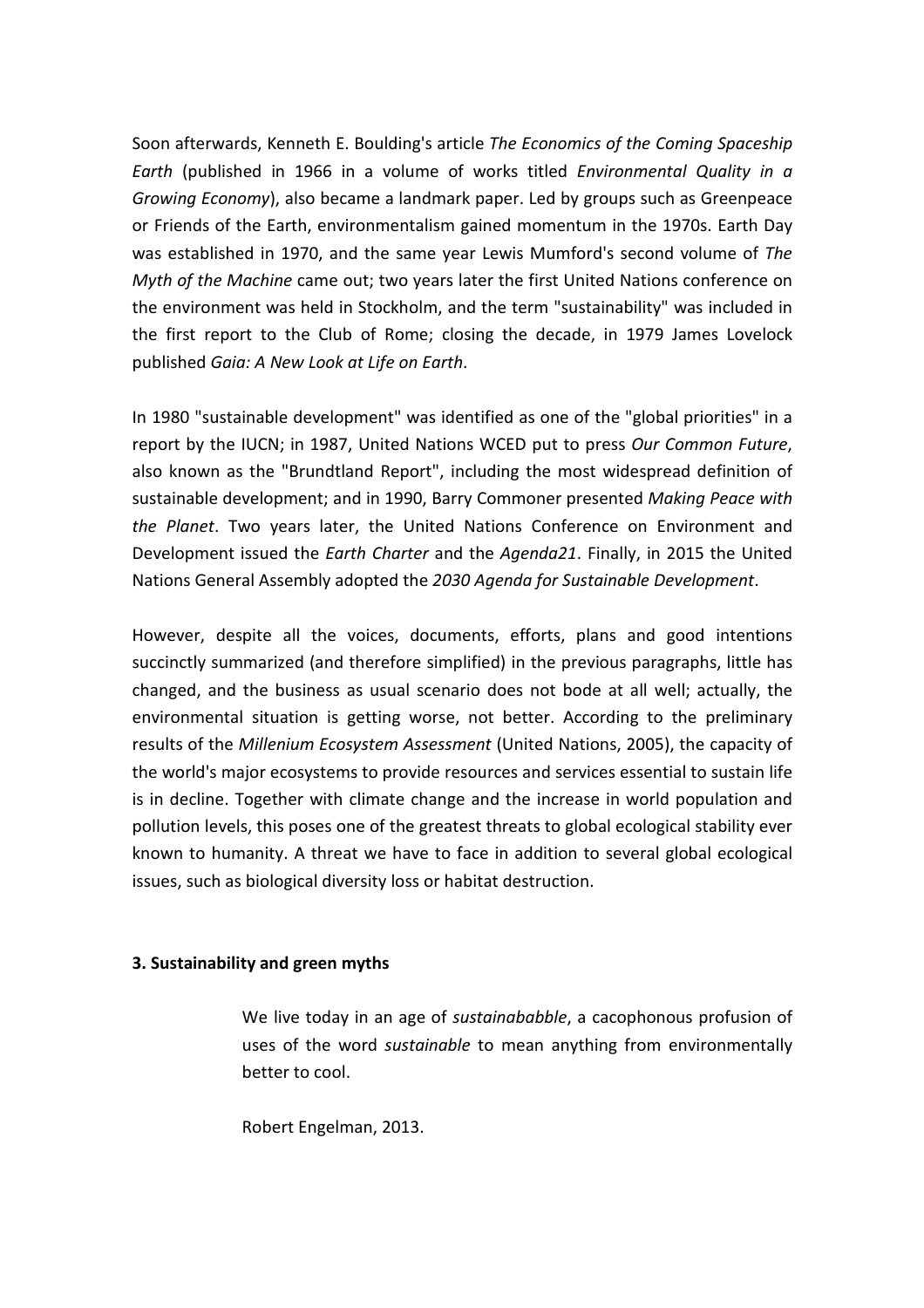Soon afterwards, Kenneth E. Boulding's article *The Economics of the Coming Spaceship Earth* (published in 1966 in a volume of works titled *Environmental Quality in a Growing Economy*), also became a landmark paper. Led by groups such as Greenpeace or Friends of the Earth, environmentalism gained momentum in the 1970s. Earth Day was established in 1970, and the same year Lewis Mumford's second volume of *The Myth of the Machine* came out; two years later the first United Nations conference on the environment was held in Stockholm, and the term "sustainability" was included in the first report to the Club of Rome; closing the decade, in 1979 James Lovelock published *Gaia: A New Look at Life on Earth*.

In 1980 "sustainable development" was identified as one of the "global priorities" in a report by the IUCN; in 1987, United Nations WCED put to press *Our Common Future*, also known as the "Brundtland Report", including the most widespread definition of sustainable development; and in 1990, Barry Commoner presented *Making Peace with the Planet*. Two years later, the United Nations Conference on Environment and Development issued the *Earth Charter* and the *Agenda21*. Finally, in 2015 the United Nations General Assembly adopted the *2030 Agenda for Sustainable Development*.

However, despite all the voices, documents, efforts, plans and good intentions succinctly summarized (and therefore simplified) in the previous paragraphs, little has changed, and the business as usual scenario does not bode at all well; actually, the environmental situation is getting worse, not better. According to the preliminary results of the *Millenium Ecosystem Assessment* (United Nations, 2005), the capacity of the world's major ecosystems to provide resources and services essential to sustain life is in decline. Together with climate change and the increase in world population and pollution levels, this poses one of the greatest threats to global ecological stability ever known to humanity. A threat we have to face in addition to several global ecological issues, such as biological diversity loss or habitat destruction.

### 3. Sustainability and green myths

> We live today in an age of *sustainababble*, a cacophonous profusion of uses of the word *sustainable* to mean anything from environmentally better to cool.
>
> Robert Engelman, 2013.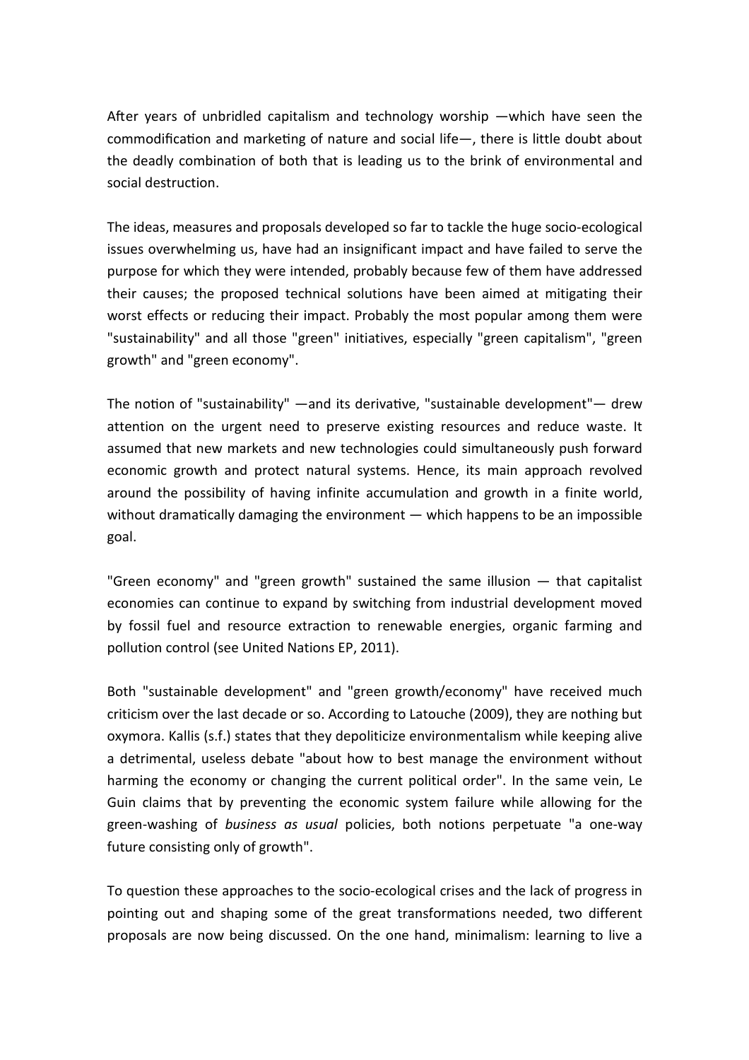After years of unbridled capitalism and technology worship —which have seen the commodification and marketing of nature and social life—, there is little doubt about the deadly combination of both that is leading us to the brink of environmental and social destruction.

The ideas, measures and proposals developed so far to tackle the huge socio-ecological issues overwhelming us, have had an insignificant impact and have failed to serve the purpose for which they were intended, probably because few of them have addressed their causes; the proposed technical solutions have been aimed at mitigating their worst effects or reducing their impact. Probably the most popular among them were "sustainability" and all those "green" initiatives, especially "green capitalism", "green growth" and "green economy".

The notion of "sustainability" —and its derivative, "sustainable development"— drew attention on the urgent need to preserve existing resources and reduce waste. It assumed that new markets and new technologies could simultaneously push forward economic growth and protect natural systems. Hence, its main approach revolved around the possibility of having infinite accumulation and growth in a finite world, without dramatically damaging the environment — which happens to be an impossible goal.

"Green economy" and "green growth" sustained the same illusion — that capitalist economies can continue to expand by switching from industrial development moved by fossil fuel and resource extraction to renewable energies, organic farming and pollution control (see United Nations EP, 2011).

Both "sustainable development" and "green growth/economy" have received much criticism over the last decade or so. According to Latouche (2009), they are nothing but oxymora. Kallis (s.f.) states that they depoliticize environmentalism while keeping alive a detrimental, useless debate "about how to best manage the environment without harming the economy or changing the current political order". In the same vein, Le Guin claims that by preventing the economic system failure while allowing for the green-washing of *business as usual* policies, both notions perpetuate "a one-way future consisting only of growth".

To question these approaches to the socio-ecological crises and the lack of progress in pointing out and shaping some of the great transformations needed, two different proposals are now being discussed. On the one hand, minimalism: learning to live a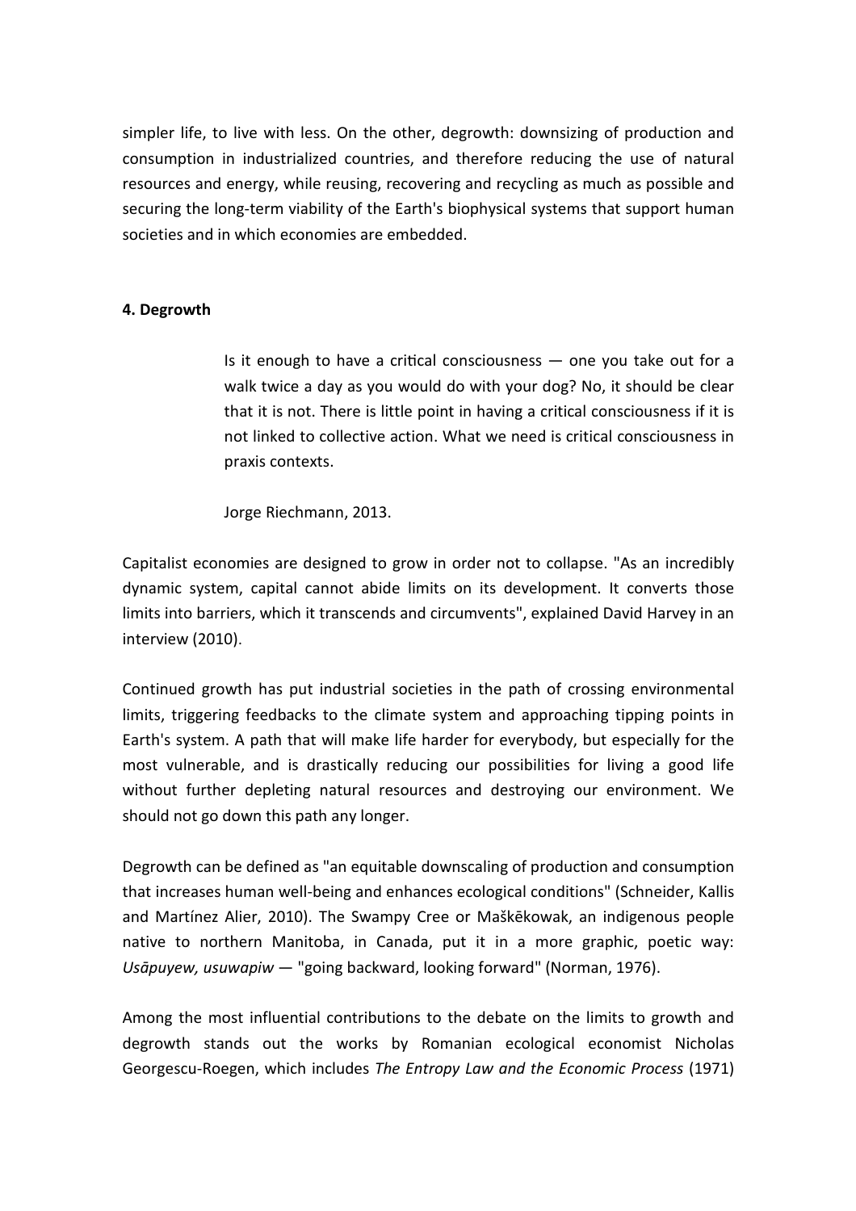simpler life, to live with less. On the other, degrowth: downsizing of production and consumption in industrialized countries, and therefore reducing the use of natural resources and energy, while reusing, recovering and recycling as much as possible and securing the long-term viability of the Earth's biophysical systems that support human societies and in which economies are embedded.

## 4. Degrowth

> Is it enough to have a critical consciousness — one you take out for a walk twice a day as you would do with your dog? No, it should be clear that it is not. There is little point in having a critical consciousness if it is not linked to collective action. What we need is critical consciousness in praxis contexts.
>
> Jorge Riechmann, 2013.

Capitalist economies are designed to grow in order not to collapse. "As an incredibly dynamic system, capital cannot abide limits on its development. It converts those limits into barriers, which it transcends and circumvents", explained David Harvey in an interview (2010).

Continued growth has put industrial societies in the path of crossing environmental limits, triggering feedbacks to the climate system and approaching tipping points in Earth's system. A path that will make life harder for everybody, but especially for the most vulnerable, and is drastically reducing our possibilities for living a good life without further depleting natural resources and destroying our environment. We should not go down this path any longer.

Degrowth can be defined as "an equitable downscaling of production and consumption that increases human well-being and enhances ecological conditions" (Schneider, Kallis and Martínez Alier, 2010). The Swampy Cree or Maškēkowak, an indigenous people native to northern Manitoba, in Canada, put it in a more graphic, poetic way: *Usāpuyew, usuwapiw* — "going backward, looking forward" (Norman, 1976).

Among the most influential contributions to the debate on the limits to growth and degrowth stands out the works by Romanian ecological economist Nicholas Georgescu-Roegen, which includes *The Entropy Law and the Economic Process* (1971)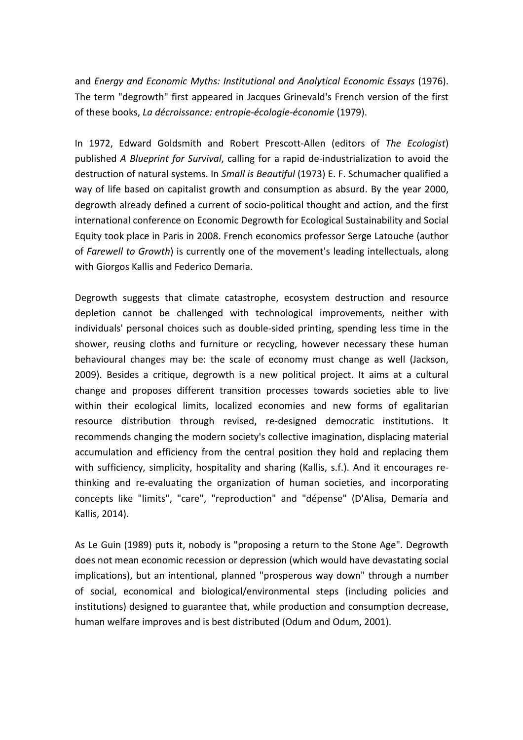and *Energy and Economic Myths: Institutional and Analytical Economic Essays* (1976). The term "degrowth" first appeared in Jacques Grinevald's French version of the first of these books, *La décroissance: entropie-écologie-économie* (1979).

In 1972, Edward Goldsmith and Robert Prescott-Allen (editors of *The Ecologist*) published *A Blueprint for Survival*, calling for a rapid de-industrialization to avoid the destruction of natural systems. In *Small is Beautiful* (1973) E. F. Schumacher qualified a way of life based on capitalist growth and consumption as absurd. By the year 2000, degrowth already defined a current of socio-political thought and action, and the first international conference on Economic Degrowth for Ecological Sustainability and Social Equity took place in Paris in 2008. French economics professor Serge Latouche (author of *Farewell to Growth*) is currently one of the movement's leading intellectuals, along with Giorgos Kallis and Federico Demaria.

Degrowth suggests that climate catastrophe, ecosystem destruction and resource depletion cannot be challenged with technological improvements, neither with individuals' personal choices such as double-sided printing, spending less time in the shower, reusing cloths and furniture or recycling, however necessary these human behavioural changes may be: the scale of economy must change as well (Jackson, 2009). Besides a critique, degrowth is a new political project. It aims at a cultural change and proposes different transition processes towards societies able to live within their ecological limits, localized economies and new forms of egalitarian resource distribution through revised, re-designed democratic institutions. It recommends changing the modern society's collective imagination, displacing material accumulation and efficiency from the central position they hold and replacing them with sufficiency, simplicity, hospitality and sharing (Kallis, s.f.). And it encourages re-thinking and re-evaluating the organization of human societies, and incorporating concepts like "limits", "care", "reproduction" and "dépense" (D'Alisa, Demaría and Kallis, 2014).

As Le Guin (1989) puts it, nobody is "proposing a return to the Stone Age". Degrowth does not mean economic recession or depression (which would have devastating social implications), but an intentional, planned "prosperous way down" through a number of social, economical and biological/environmental steps (including policies and institutions) designed to guarantee that, while production and consumption decrease, human welfare improves and is best distributed (Odum and Odum, 2001).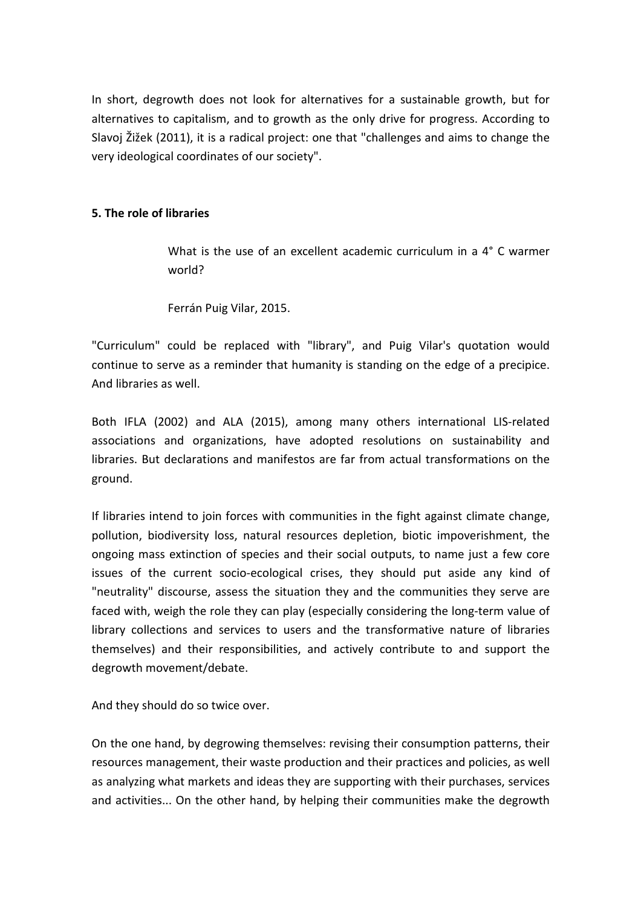In short, degrowth does not look for alternatives for a sustainable growth, but for alternatives to capitalism, and to growth as the only drive for progress. According to Slavoj Žižek (2011), it is a radical project: one that "challenges and aims to change the very ideological coordinates of our society".

## 5. The role of libraries

> What is the use of an excellent academic curriculum in a 4° C warmer world?
>
> Ferrán Puig Vilar, 2015.

"Curriculum" could be replaced with "library", and Puig Vilar's quotation would continue to serve as a reminder that humanity is standing on the edge of a precipice. And libraries as well.

Both IFLA (2002) and ALA (2015), among many others international LIS-related associations and organizations, have adopted resolutions on sustainability and libraries. But declarations and manifestos are far from actual transformations on the ground.

If libraries intend to join forces with communities in the fight against climate change, pollution, biodiversity loss, natural resources depletion, biotic impoverishment, the ongoing mass extinction of species and their social outputs, to name just a few core issues of the current socio-ecological crises, they should put aside any kind of "neutrality" discourse, assess the situation they and the communities they serve are faced with, weigh the role they can play (especially considering the long-term value of library collections and services to users and the transformative nature of libraries themselves) and their responsibilities, and actively contribute to and support the degrowth movement/debate.

And they should do so twice over.

On the one hand, by degrowing themselves: revising their consumption patterns, their resources management, their waste production and their practices and policies, as well as analyzing what markets and ideas they are supporting with their purchases, services and activities... On the other hand, by helping their communities make the degrowth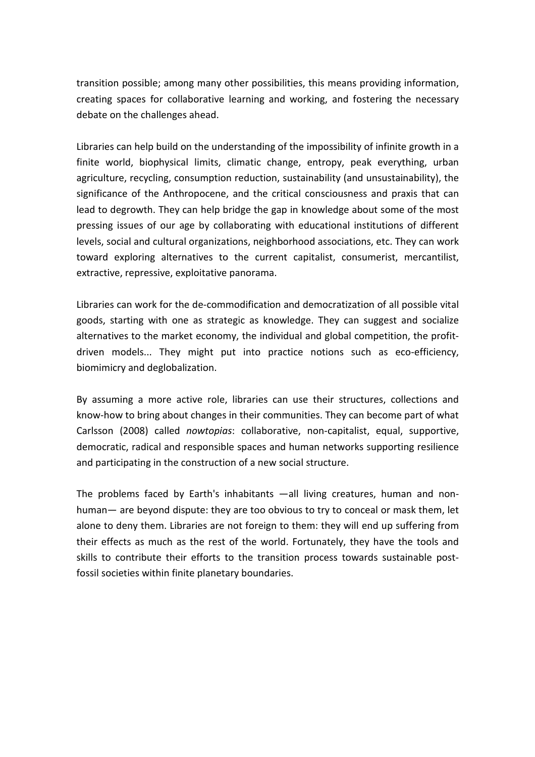transition possible; among many other possibilities, this means providing information, creating spaces for collaborative learning and working, and fostering the necessary debate on the challenges ahead.

Libraries can help build on the understanding of the impossibility of infinite growth in a finite world, biophysical limits, climatic change, entropy, peak everything, urban agriculture, recycling, consumption reduction, sustainability (and unsustainability), the significance of the Anthropocene, and the critical consciousness and praxis that can lead to degrowth. They can help bridge the gap in knowledge about some of the most pressing issues of our age by collaborating with educational institutions of different levels, social and cultural organizations, neighborhood associations, etc. They can work toward exploring alternatives to the current capitalist, consumerist, mercantilist, extractive, repressive, exploitative panorama.

Libraries can work for the de-commodification and democratization of all possible vital goods, starting with one as strategic as knowledge. They can suggest and socialize alternatives to the market economy, the individual and global competition, the profit-driven models... They might put into practice notions such as eco-efficiency, biomimicry and deglobalization.

By assuming a more active role, libraries can use their structures, collections and know-how to bring about changes in their communities. They can become part of what Carlsson (2008) called *nowtopias*: collaborative, non-capitalist, equal, supportive, democratic, radical and responsible spaces and human networks supporting resilience and participating in the construction of a new social structure.

The problems faced by Earth's inhabitants —all living creatures, human and non-human— are beyond dispute: they are too obvious to try to conceal or mask them, let alone to deny them. Libraries are not foreign to them: they will end up suffering from their effects as much as the rest of the world. Fortunately, they have the tools and skills to contribute their efforts to the transition process towards sustainable post-fossil societies within finite planetary boundaries.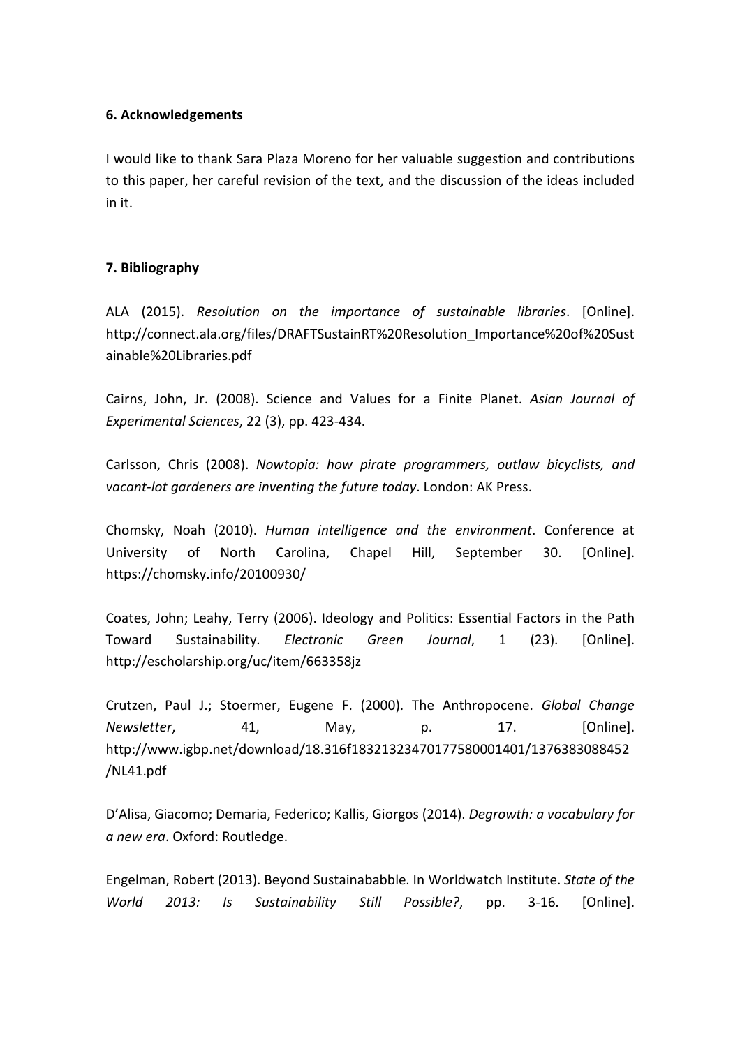## 6. Acknowledgements

I would like to thank Sara Plaza Moreno for her valuable suggestion and contributions to this paper, her careful revision of the text, and the discussion of the ideas included in it.

## 7. Bibliography

ALA (2015). *Resolution on the importance of sustainable libraries*. [Online]. http://connect.ala.org/files/DRAFTSustainRT%20Resolution_Importance%20of%20Sustainable%20Libraries.pdf

Cairns, John, Jr. (2008). Science and Values for a Finite Planet. *Asian Journal of Experimental Sciences*, 22 (3), pp. 423-434.

Carlsson, Chris (2008). *Nowtopia: how pirate programmers, outlaw bicyclists, and vacant-lot gardeners are inventing the future today*. London: AK Press.

Chomsky, Noah (2010). *Human intelligence and the environment*. Conference at University of North Carolina, Chapel Hill, September 30. [Online]. https://chomsky.info/20100930/

Coates, John; Leahy, Terry (2006). Ideology and Politics: Essential Factors in the Path Toward Sustainability. *Electronic Green Journal*, 1 (23). [Online]. http://escholarship.org/uc/item/663358jz

Crutzen, Paul J.; Stoermer, Eugene F. (2000). The Anthropocene. *Global Change Newsletter*, 41, May, p. 17. [Online]. http://www.igbp.net/download/18.316f18321323470177580001401/1376383088452/NL41.pdf

D'Alisa, Giacomo; Demaria, Federico; Kallis, Giorgos (2014). *Degrowth: a vocabulary for a new era*. Oxford: Routledge.

Engelman, Robert (2013). Beyond Sustainababble. In Worldwatch Institute. *State of the World 2013: Is Sustainability Still Possible?*, pp. 3-16. [Online].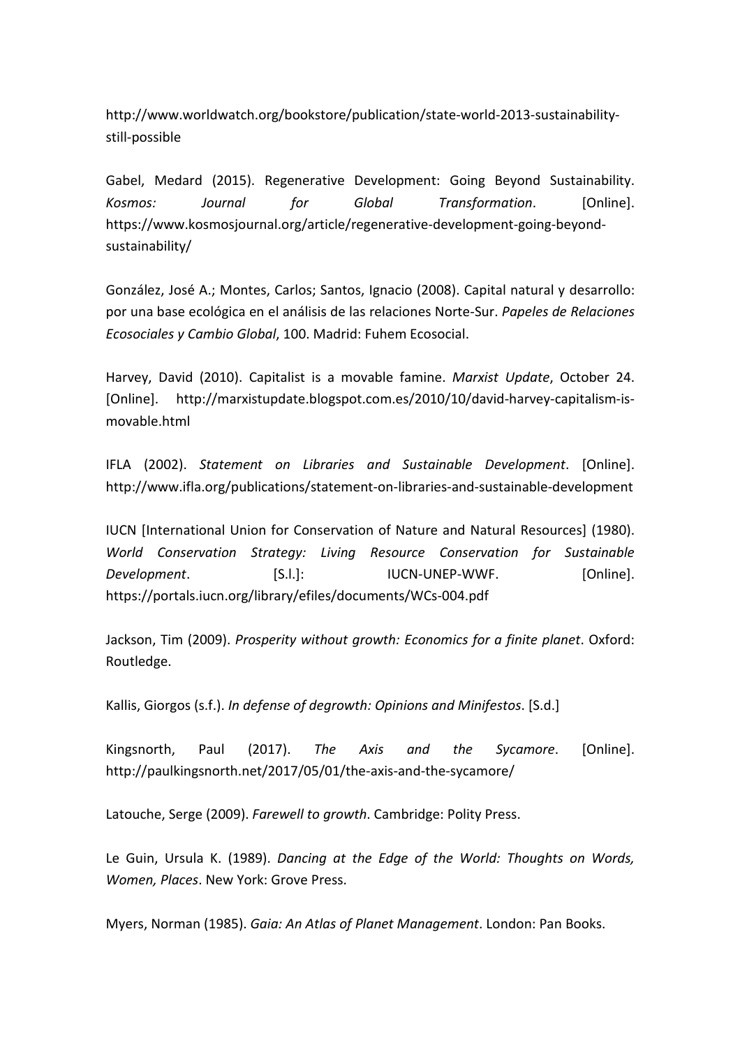http://www.worldwatch.org/bookstore/publication/state-world-2013-sustainability-still-possible

Gabel, Medard (2015). Regenerative Development: Going Beyond Sustainability. *Kosmos: Journal for Global Transformation*. [Online]. https://www.kosmosjournal.org/article/regenerative-development-going-beyond-sustainability/

González, José A.; Montes, Carlos; Santos, Ignacio (2008). Capital natural y desarrollo: por una base ecológica en el análisis de las relaciones Norte-Sur. *Papeles de Relaciones Ecosociales y Cambio Global*, 100. Madrid: Fuhem Ecosocial.

Harvey, David (2010). Capitalist is a movable famine. *Marxist Update*, October 24. [Online]. http://marxistupdate.blogspot.com.es/2010/10/david-harvey-capitalism-is-movable.html

IFLA (2002). *Statement on Libraries and Sustainable Development*. [Online]. http://www.ifla.org/publications/statement-on-libraries-and-sustainable-development

IUCN [International Union for Conservation of Nature and Natural Resources] (1980). *World Conservation Strategy: Living Resource Conservation for Sustainable Development*. [S.l.]: IUCN-UNEP-WWF. [Online]. https://portals.iucn.org/library/efiles/documents/WCs-004.pdf

Jackson, Tim (2009). *Prosperity without growth: Economics for a finite planet*. Oxford: Routledge.

Kallis, Giorgos (s.f.). *In defense of degrowth: Opinions and Minifestos*. [S.d.]

Kingsnorth, Paul (2017). *The Axis and the Sycamore*. [Online]. http://paulkingsnorth.net/2017/05/01/the-axis-and-the-sycamore/

Latouche, Serge (2009). *Farewell to growth*. Cambridge: Polity Press.

Le Guin, Ursula K. (1989). *Dancing at the Edge of the World: Thoughts on Words, Women, Places*. New York: Grove Press.

Myers, Norman (1985). *Gaia: An Atlas of Planet Management*. London: Pan Books.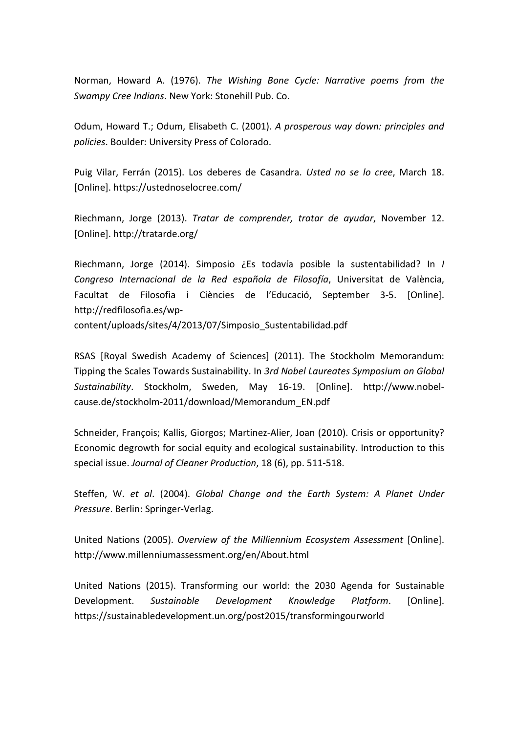Norman, Howard A. (1976). *The Wishing Bone Cycle: Narrative poems from the Swampy Cree Indians*. New York: Stonehill Pub. Co.

Odum, Howard T.; Odum, Elisabeth C. (2001). *A prosperous way down: principles and policies*. Boulder: University Press of Colorado.

Puig Vilar, Ferrán (2015). Los deberes de Casandra. *Usted no se lo cree*, March 18. [Online]. https://ustednoselocree.com/

Riechmann, Jorge (2013). *Tratar de comprender, tratar de ayudar*, November 12. [Online]. http://tratarde.org/

Riechmann, Jorge (2014). Simposio ¿Es todavía posible la sustentabilidad? In *I Congreso Internacional de la Red española de Filosofía*, Universitat de València, Facultat de Filosofia i Ciències de l'Educació, September 3-5. [Online]. http://redfilosofia.es/wp-content/uploads/sites/4/2013/07/Simposio_Sustentabilidad.pdf

RSAS [Royal Swedish Academy of Sciences] (2011). The Stockholm Memorandum: Tipping the Scales Towards Sustainability. In *3rd Nobel Laureates Symposium on Global Sustainability*. Stockholm, Sweden, May 16-19. [Online]. http://www.nobel-cause.de/stockholm-2011/download/Memorandum_EN.pdf

Schneider, François; Kallis, Giorgos; Martinez-Alier, Joan (2010). Crisis or opportunity? Economic degrowth for social equity and ecological sustainability. Introduction to this special issue. *Journal of Cleaner Production*, 18 (6), pp. 511-518.

Steffen, W. *et al*. (2004). *Global Change and the Earth System: A Planet Under Pressure*. Berlin: Springer-Verlag.

United Nations (2005). *Overview of the Milliennium Ecosystem Assessment* [Online]. http://www.millenniumassessment.org/en/About.html

United Nations (2015). Transforming our world: the 2030 Agenda for Sustainable Development. *Sustainable Development Knowledge Platform*. [Online]. https://sustainabledevelopment.un.org/post2015/transformingourworld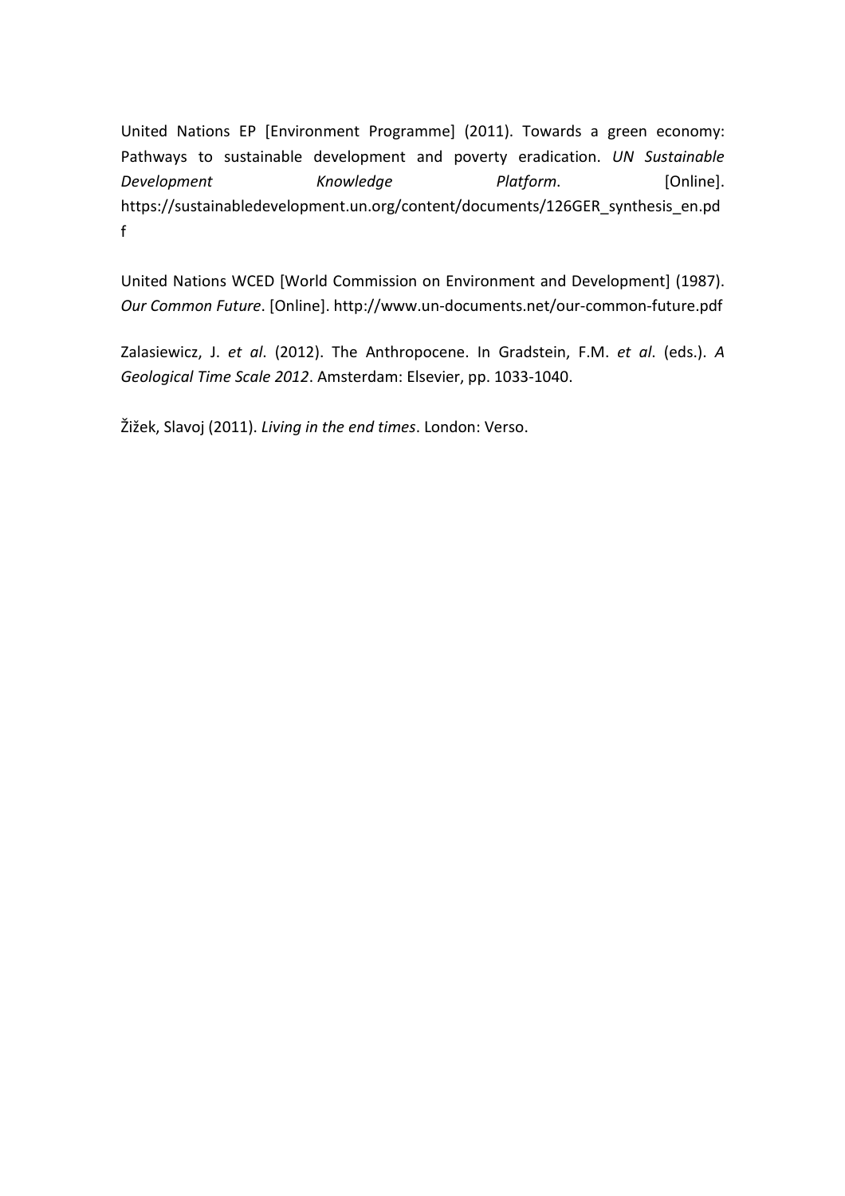United Nations EP [Environment Programme] (2011). Towards a green economy: Pathways to sustainable development and poverty eradication. *UN Sustainable Development Knowledge Platform*. [Online]. https://sustainabledevelopment.un.org/content/documents/126GER_synthesis_en.pdf

United Nations WCED [World Commission on Environment and Development] (1987). *Our Common Future*. [Online]. http://www.un-documents.net/our-common-future.pdf

Zalasiewicz, J. *et al*. (2012). The Anthropocene. In Gradstein, F.M. *et al*. (eds.). *A Geological Time Scale 2012*. Amsterdam: Elsevier, pp. 1033-1040.

Žižek, Slavoj (2011). *Living in the end times*. London: Verso.